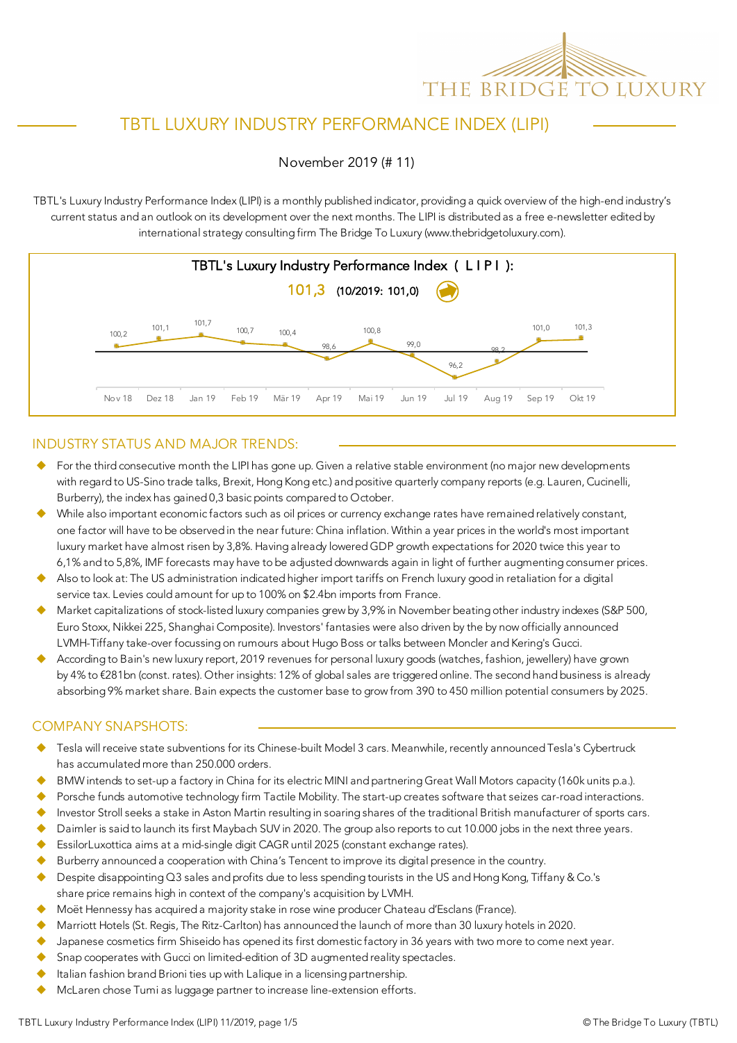THE BRIDGE TO LUXURY

# TBTL LUXURY INDUSTRY PERFORMANCE INDEX (LIPI)

November 2019 (# 11)

TBTL's Luxury Industry Performance Index (LIPI) is a monthly published indicator, providing a quick overview of the high-end industry's current status and an outlook on its development over the next months. The LIPI is distributed as a free e-newsletter edited by international strategy consulting firm The Bridge To Luxury (www.thebridgetoluxury.com).

**TBTL's Luxury Industry Performance Index ( L I P I ):**

**101,3** (10/2019: 101,0)

| Nov 18 | Dez 18 | Jan 19 | Feb 19 | Mär 19 | Apr 19 | Mai 19 | Jun 19 | Jul 19 | Aug 19 | Sep 19 | Okt 19 |
|---|---|---|---|---|---|---|---|---|---|---|---|
| 100,2 | 101,1 | 101,7 | 100,7 | 100,4 | 98,6 | 100,8 | 99,0 | 96,2 | 98,2 | 101,0 | 101,3 |

## INDUSTRY STATUS AND MAJOR TRENDS:

- For the third consecutive month the LIPI has gone up. Given a relative stable environment (no major new developments with regard to US-Sino trade talks, Brexit, Hong Kong etc.) and positive quarterly company reports (e.g. Lauren, Cucinelli, Burberry), the index has gained 0,3 basic points compared to October.
- While also important economic factors such as oil prices or currency exchange rates have remained relatively constant, one factor will have to be observed in the near future: China inflation. Within a year prices in the world's most important luxury market have almost risen by 3,8%. Having already lowered GDP growth expectations for 2020 twice this year to 6,1% and to 5,8%, IMF forecasts may have to be adjusted downwards again in light of further augmenting consumer prices.
- Also to look at: The US administration indicated higher import tariffs on French luxury good in retaliation for a digital service tax. Levies could amount for up to 100% on $2.4bn imports from France.
- Market capitalizations of stock-listed luxury companies grew by 3,9% in November beating other industry indexes (S&P 500, Euro Stoxx, Nikkei 225, Shanghai Composite). Investors' fantasies were also driven by the by now officially announced LVMH-Tiffany take-over focussing on rumours about Hugo Boss or talks between Moncler and Kering's Gucci.
- According to Bain's new luxury report, 2019 revenues for personal luxury goods (watches, fashion, jewellery) have grown by 4% to €281bn (const. rates). Other insights: 12% of global sales are triggered online. The second hand business is already absorbing 9% market share. Bain expects the customer base to grow from 390 to 450 million potential consumers by 2025.

## COMPANY SNAPSHOTS:

- Tesla will receive state subventions for its Chinese-built Model 3 cars. Meanwhile, recently announced Tesla's Cybertruck has accumulated more than 250.000 orders.
- BMW intends to set-up a factory in China for its electric MINI and partnering Great Wall Motors capacity (160k units p.a.).
- Porsche funds automotive technology firm Tactile Mobility. The start-up creates software that seizes car-road interactions.
- Investor Stroll seeks a stake in Aston Martin resulting in soaring shares of the traditional British manufacturer of sports cars.
- Daimler is said to launch its first Maybach SUV in 2020. The group also reports to cut 10.000 jobs in the next three years.
- EssilorLuxottica aims at a mid-single digit CAGR until 2025 (constant exchange rates).
- Burberry announced a cooperation with China's Tencent to improve its digital presence in the country.
- Despite disappointing Q3 sales and profits due to less spending tourists in the US and Hong Kong, Tiffany & Co.'s share price remains high in context of the company's acquisition by LVMH.
- Moët Hennessy has acquired a majority stake in rose wine producer Chateau d'Esclans (France).
- Marriott Hotels (St. Regis, The Ritz-Carlton) has announced the launch of more than 30 luxury hotels in 2020.
- Japanese cosmetics firm Shiseido has opened its first domestic factory in 36 years with two more to come next year.
- Snap cooperates with Gucci on limited-edition of 3D augmented reality spectacles.
- Italian fashion brand Brioni ties up with Lalique in a licensing partnership.
- McLaren chose Tumi as luggage partner to increase line-extension efforts.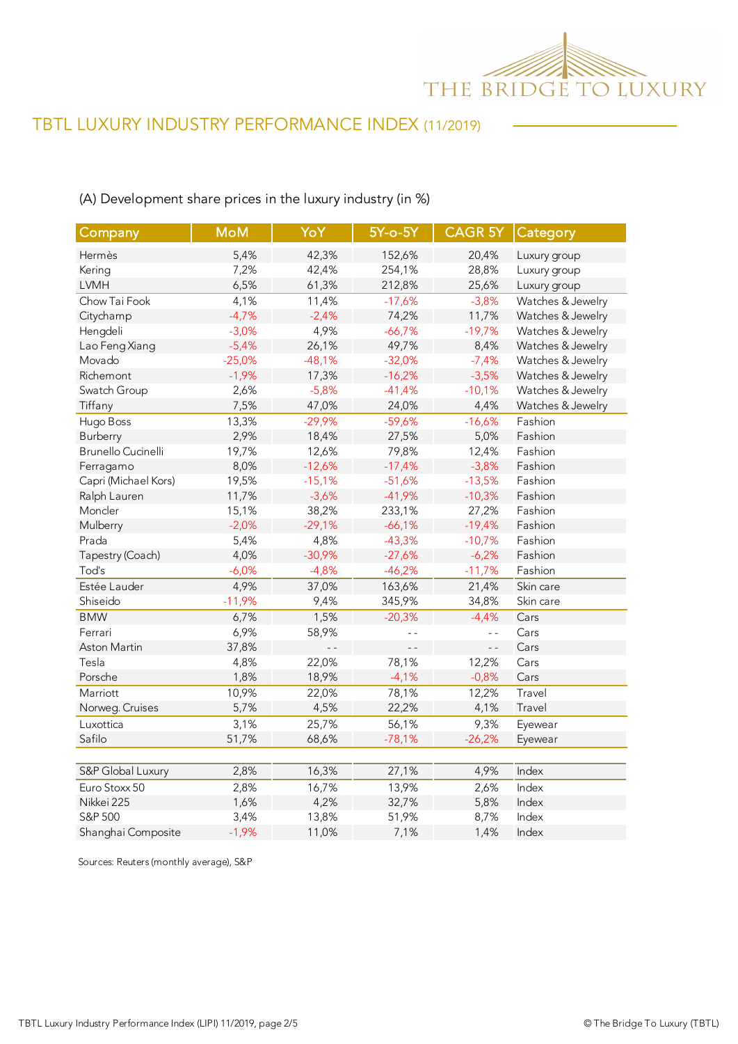# TBTL LUXURY INDUSTRY PERFORMANCE INDEX (11/2019)

(A) Development share prices in the luxury industry (in %)

| Company | MoM | YoY | 5Y-o-5Y | CAGR 5Y | Category |
|---|---|---|---|---|---|
| Hermès | 5,4% | 42,3% | 152,6% | 20,4% | Luxury group |
| Kering | 7,2% | 42,4% | 254,1% | 28,8% | Luxury group |
| LVMH | 6,5% | 61,3% | 212,8% | 25,6% | Luxury group |
| Chow Tai Fook | 4,1% | 11,4% | -17,6% | -3,8% | Watches & Jewelry |
| Citychamp | -4,7% | -2,4% | 74,2% | 11,7% | Watches & Jewelry |
| Hengdeli | -3,0% | 4,9% | -66,7% | -19,7% | Watches & Jewelry |
| Lao Feng Xiang | -5,4% | 26,1% | 49,7% | 8,4% | Watches & Jewelry |
| Movado | -25,0% | -48,1% | -32,0% | -7,4% | Watches & Jewelry |
| Richemont | -1,9% | 17,3% | -16,2% | -3,5% | Watches & Jewelry |
| Swatch Group | 2,6% | -5,8% | -41,4% | -10,1% | Watches & Jewelry |
| Tiffany | 7,5% | 47,0% | 24,0% | 4,4% | Watches & Jewelry |
| Hugo Boss | 13,3% | -29,9% | -59,6% | -16,6% | Fashion |
| Burberry | 2,9% | 18,4% | 27,5% | 5,0% | Fashion |
| Brunello Cucinelli | 19,7% | 12,6% | 79,8% | 12,4% | Fashion |
| Ferragamo | 8,0% | -12,6% | -17,4% | -3,8% | Fashion |
| Capri (Michael Kors) | 19,5% | -15,1% | -51,6% | -13,5% | Fashion |
| Ralph Lauren | 11,7% | -3,6% | -41,9% | -10,3% | Fashion |
| Moncler | 15,1% | 38,2% | 233,1% | 27,2% | Fashion |
| Mulberry | -2,0% | -29,1% | -66,1% | -19,4% | Fashion |
| Prada | 5,4% | 4,8% | -43,3% | -10,7% | Fashion |
| Tapestry (Coach) | 4,0% | -30,9% | -27,6% | -6,2% | Fashion |
| Tod's | -6,0% | -4,8% | -46,2% | -11,7% | Fashion |
| Estée Lauder | 4,9% | 37,0% | 163,6% | 21,4% | Skin care |
| Shiseido | -11,9% | 9,4% | 345,9% | 34,8% | Skin care |
| BMW | 6,7% | 1,5% | -20,3% | -4,4% | Cars |
| Ferrari | 6,9% | 58,9% | - - | - - | Cars |
| Aston Martin | 37,8% | - - | - - | - - | Cars |
| Tesla | 4,8% | 22,0% | 78,1% | 12,2% | Cars |
| Porsche | 1,8% | 18,9% | -4,1% | -0,8% | Cars |
| Marriott | 10,9% | 22,0% | 78,1% | 12,2% | Travel |
| Norweg. Cruises | 5,7% | 4,5% | 22,2% | 4,1% | Travel |
| Luxottica | 3,1% | 25,7% | 56,1% | 9,3% | Eyewear |
| Safilo | 51,7% | 68,6% | -78,1% | -26,2% | Eyewear |
| | | | | | |
| S&P Global Luxury | 2,8% | 16,3% | 27,1% | 4,9% | Index |
| Euro Stoxx 50 | 2,8% | 16,7% | 13,9% | 2,6% | Index |
| Nikkei 225 | 1,6% | 4,2% | 32,7% | 5,8% | Index |
| S&P 500 | 3,4% | 13,8% | 51,9% | 8,7% | Index |
| Shanghai Composite | -1,9% | 11,0% | 7,1% | 1,4% | Index |

Sources: Reuters (monthly average), S&P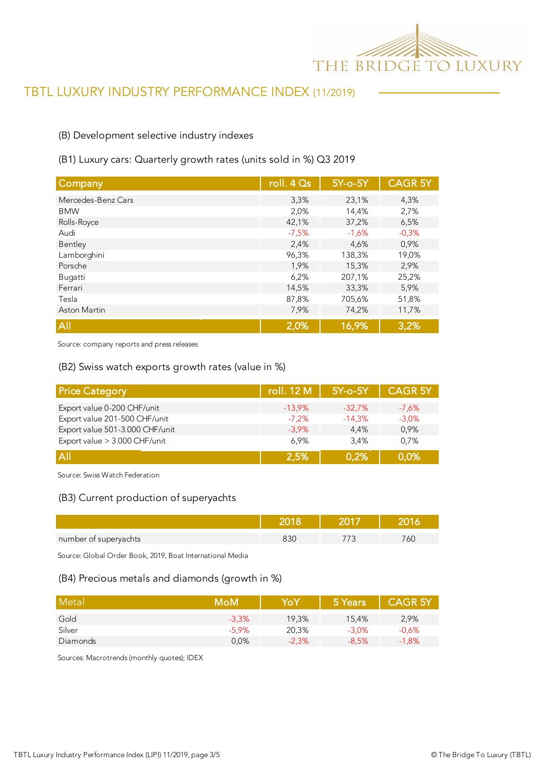## TBTL LUXURY INDUSTRY PERFORMANCE INDEX (11/2019)

### (B) Development selective industry indexes

#### (B1) Luxury cars: Quarterly growth rates (units sold in %) Q3 2019

| Company | roll. 4 Qs | 5Y-o-5Y | CAGR 5Y |
|---|---|---|---|
| Mercedes-Benz Cars | 3,3% | 23,1% | 4,3% |
| BMW | 2,0% | 14,4% | 2,7% |
| Rolls-Royce | 42,1% | 37,2% | 6,5% |
| Audi | -7,5% | -1,6% | -0,3% |
| Bentley | 2,4% | 4,6% | 0,9% |
| Lamborghini | 96,3% | 138,3% | 19,0% |
| Porsche | 1,9% | 15,3% | 2,9% |
| Bugatti | 6,2% | 207,1% | 25,2% |
| Ferrari | 14,5% | 33,3% | 5,9% |
| Tesla | 87,8% | 705,6% | 51,8% |
| Aston Martin | 7,9% | 74,2% | 11,7% |
| **All** | **2,0%** | **16,9%** | **3,2%** |

Source: company reports and press releases

#### (B2) Swiss watch exports growth rates (value in %)

| Price Category | roll. 12 M | 5Y-o-5Y | CAGR 5Y |
|---|---|---|---|
| Export value 0-200 CHF/unit | -13,9% | -32,7% | -7,6% |
| Export value 201-500 CHF/unit | -7,2% | -14,3% | -3,0% |
| Export value 501-3.000 CHF/unit | -3,9% | 4,4% | 0,9% |
| Export value > 3.000 CHF/unit | 6,9% | 3,4% | 0,7% |
| **All** | **2,5%** | **0,2%** | **0,0%** |

Source: Swiss Watch Federation

#### (B3) Current production of superyachts

| | 2018 | 2017 | 2016 |
|---|---|---|---|
| number of superyachts | 830 | 773 | 760 |

Source: Global Order Book, 2019, Boat International Media

#### (B4) Precious metals and diamonds (growth in %)

| Metal | MoM | YoY | 5 Years | CAGR 5Y |
|---|---|---|---|---|
| Gold | -3,3% | 19,3% | 15,4% | 2,9% |
| Silver | -5,9% | 20,3% | -3,0% | -0,6% |
| Diamonds | 0,0% | -2,3% | -8,5% | -1,8% |

Sources: Macrotrends (monthly quotes); IDEX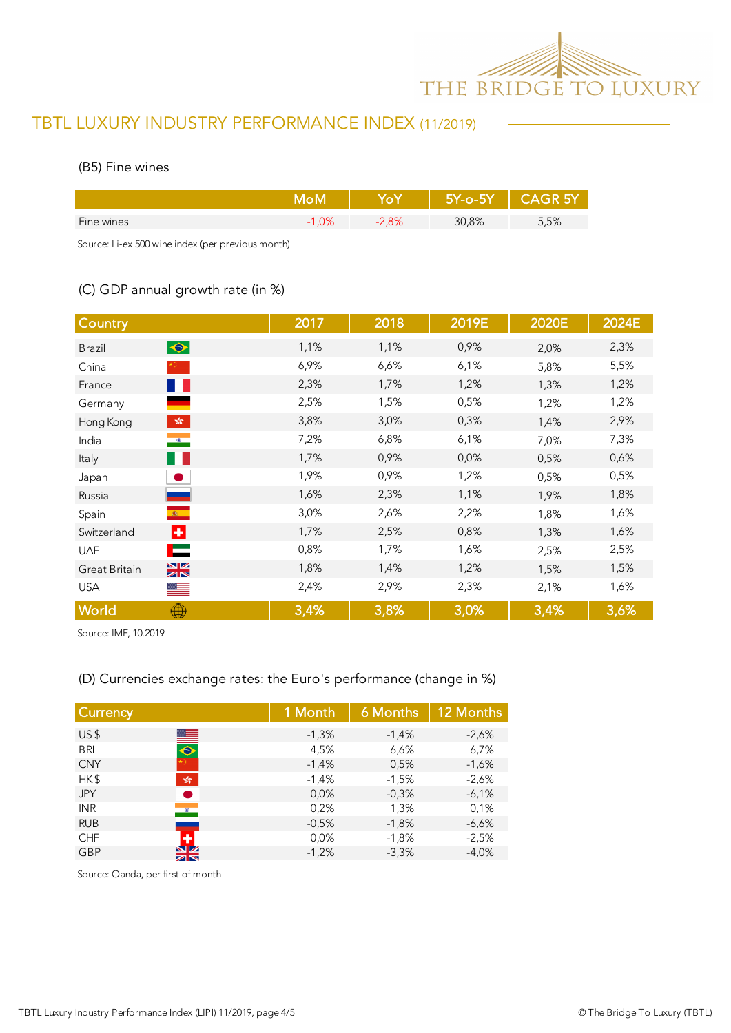# TBTL LUXURY INDUSTRY PERFORMANCE INDEX (11/2019)

### (B5) Fine wines

| | MoM | YoY | 5Y-o-5Y | CAGR 5Y |
|---|---|---|---|---|
| Fine wines | -1,0% | -2,8% | 30,8% | 5,5% |

Source: Li-ex 500 wine index (per previous month)

### (C) GDP annual growth rate (in %)

| Country | 2017 | 2018 | 2019E | 2020E | 2024E |
|---|---|---|---|---|---|
| Brazil | 1,1% | 1,1% | 0,9% | 2,0% | 2,3% |
| China | 6,9% | 6,6% | 6,1% | 5,8% | 5,5% |
| France | 2,3% | 1,7% | 1,2% | 1,3% | 1,2% |
| Germany | 2,5% | 1,5% | 0,5% | 1,2% | 1,2% |
| Hong Kong | 3,8% | 3,0% | 0,3% | 1,4% | 2,9% |
| India | 7,2% | 6,8% | 6,1% | 7,0% | 7,3% |
| Italy | 1,7% | 0,9% | 0,0% | 0,5% | 0,6% |
| Japan | 1,9% | 0,9% | 1,2% | 0,5% | 0,5% |
| Russia | 1,6% | 2,3% | 1,1% | 1,9% | 1,8% |
| Spain | 3,0% | 2,6% | 2,2% | 1,8% | 1,6% |
| Switzerland | 1,7% | 2,5% | 0,8% | 1,3% | 1,6% |
| UAE | 0,8% | 1,7% | 1,6% | 2,5% | 2,5% |
| Great Britain | 1,8% | 1,4% | 1,2% | 1,5% | 1,5% |
| USA | 2,4% | 2,9% | 2,3% | 2,1% | 1,6% |
| World | 3,4% | 3,8% | 3,0% | 3,4% | 3,6% |

Source: IMF, 10.2019

### (D) Currencies exchange rates: the Euro's performance (change in %)

| Currency | 1 Month | 6 Months | 12 Months |
|---|---|---|---|
| US $ | -1,3% | -1,4% | -2,6% |
| BRL | 4,5% | 6,6% | 6,7% |
| CNY | -1,4% | 0,5% | -1,6% |
| HK $ | -1,4% | -1,5% | -2,6% |
| JPY | 0,0% | -0,3% | -6,1% |
| INR | 0,2% | 1,3% | 0,1% |
| RUB | -0,5% | -1,8% | -6,6% |
| CHF | 0,0% | -1,8% | -2,5% |
| GBP | -1,2% | -3,3% | -4,0% |

Source: Oanda, per first of month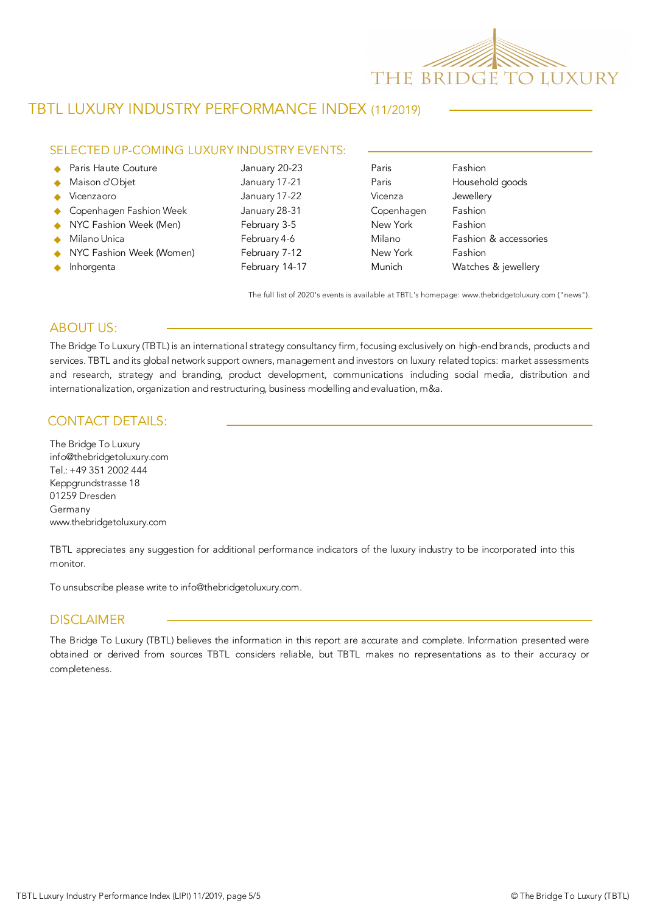# TBTL LUXURY INDUSTRY PERFORMANCE INDEX (11/2019)

## SELECTED UP-COMING LUXURY INDUSTRY EVENTS:

| | | | |
|---|---|---|---|
| Paris Haute Couture | January 20-23 | Paris | Fashion |
| Maison d'Objet | January 17-21 | Paris | Household goods |
| Vicenzaoro | January 17-22 | Vicenza | Jewellery |
| Copenhagen Fashion Week | January 28-31 | Copenhagen | Fashion |
| NYC Fashion Week (Men) | February 3-5 | New York | Fashion |
| Milano Unica | February 4-6 | Milano | Fashion & accessories |
| NYC Fashion Week (Women) | February 7-12 | New York | Fashion |
| Inhorgenta | February 14-17 | Munich | Watches & jewellery |

The full list of 2020's events is available at TBTL's homepage: www.thebridgetoluxury.com ("news").

## ABOUT US:

The Bridge To Luxury (TBTL) is an international strategy consultancy firm, focusing exclusively on high-end brands, products and services. TBTL and its global network support owners, management and investors on luxury related topics: market assessments and research, strategy and branding, product development, communications including social media, distribution and internationalization, organization and restructuring, business modelling and evaluation, m&a.

## CONTACT DETAILS:

The Bridge To Luxury
info@thebridgetoluxury.com
Tel.: +49 351 2002 444
Keppgrundstrasse 18
01259 Dresden
Germany
www.thebridgetoluxury.com

TBTL appreciates any suggestion for additional performance indicators of the luxury industry to be incorporated into this monitor.

To unsubscribe please write to info@thebridgetoluxury.com.

## DISCLAIMER

The Bridge To Luxury (TBTL) believes the information in this report are accurate and complete. Information presented were obtained or derived from sources TBTL considers reliable, but TBTL makes no representations as to their accuracy or completeness.